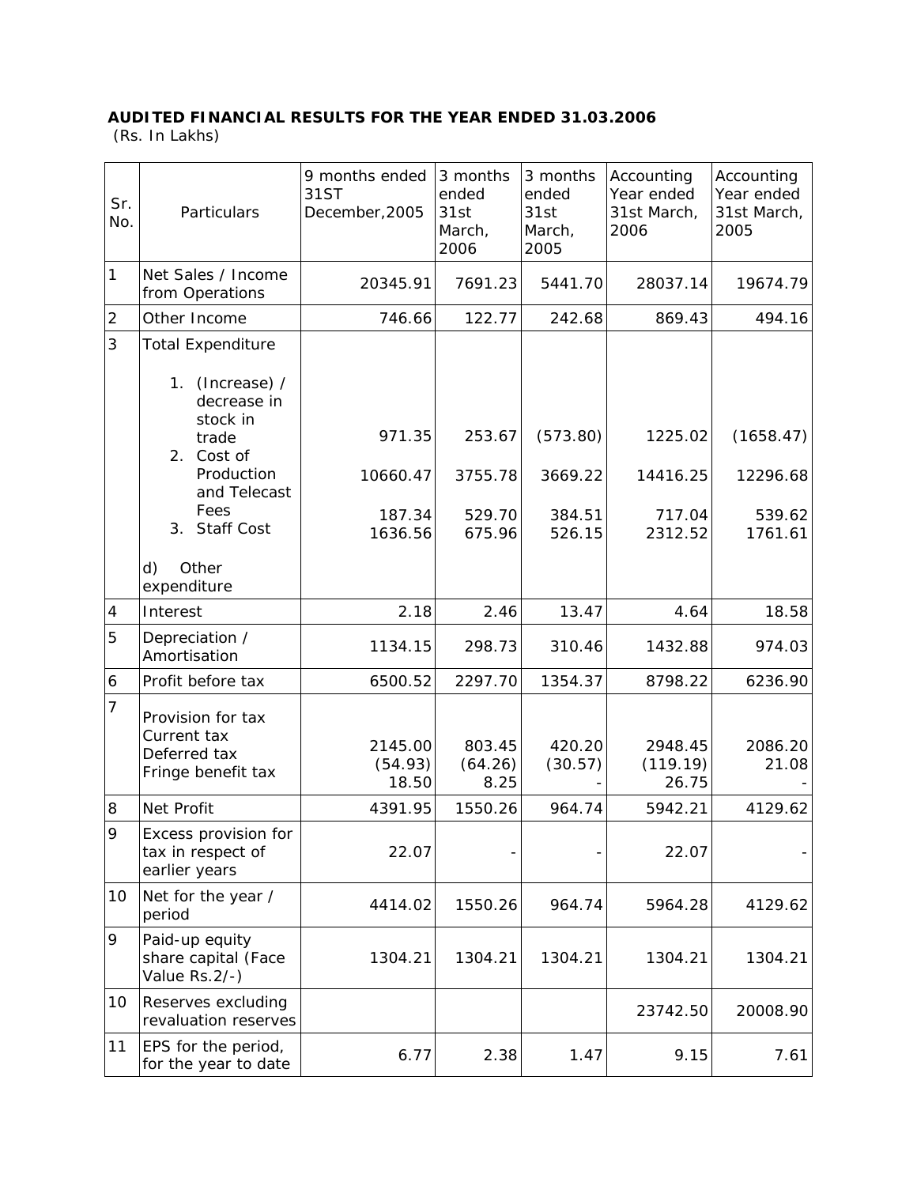**AUDITED FINANCIAL RESULTS FOR THE YEAR ENDED 31.03.2006**
(Rs. In Lakhs)

| Sr. No. | Particulars | 9 months ended 31ST December,2005 | 3 months ended 31st March, 2006 | 3 months ended 31st March, 2005 | Accounting Year ended 31st March, 2006 | Accounting Year ended 31st March, 2005 |
|---|---|---|---|---|---|---|
| 1 | Net Sales / Income from Operations | 20345.91 | 7691.23 | 5441.70 | 28037.14 | 19674.79 |
| 2 | Other Income | 746.66 | 122.77 | 242.68 | 869.43 | 494.16 |
| 3 | Total Expenditure | | | | | |
| | 1. (Increase) / decrease in stock in trade | 971.35 | 253.67 | (573.80) | 1225.02 | (1658.47) |
| | 2. Cost of Production and Telecast Fees | 10660.47 | 3755.78 | 3669.22 | 14416.25 | 12296.68 |
| | 3. Staff Cost | 187.34 | 529.70 | 384.51 | 717.04 | 539.62 |
| | d) Other expenditure | 1636.56 | 675.96 | 526.15 | 2312.52 | 1761.61 |
| 4 | Interest | 2.18 | 2.46 | 13.47 | 4.64 | 18.58 |
| 5 | Depreciation / Amortisation | 1134.15 | 298.73 | 310.46 | 1432.88 | 974.03 |
| 6 | Profit before tax | 6500.52 | 2297.70 | 1354.37 | 8798.22 | 6236.90 |
| 7 | Provision for tax | | | | | |
| | Current tax | 2145.00 | 803.45 | 420.20 | 2948.45 | 2086.20 |
| | Deferred tax | (54.93) | (64.26) | (30.57) | (119.19) | 21.08 |
| | Fringe benefit tax | 18.50 | 8.25 | - | 26.75 | - |
| 8 | Net Profit | 4391.95 | 1550.26 | 964.74 | 5942.21 | 4129.62 |
| 9 | Excess provision for tax in respect of earlier years | 22.07 | - | - | 22.07 | - |
| 10 | Net for the year / period | 4414.02 | 1550.26 | 964.74 | 5964.28 | 4129.62 |
| 9 | Paid-up equity share capital (Face Value Rs.2/-) | 1304.21 | 1304.21 | 1304.21 | 1304.21 | 1304.21 |
| 10 | Reserves excluding revaluation reserves | | | | 23742.50 | 20008.90 |
| 11 | EPS for the period, for the year to date | 6.77 | 2.38 | 1.47 | 9.15 | 7.61 |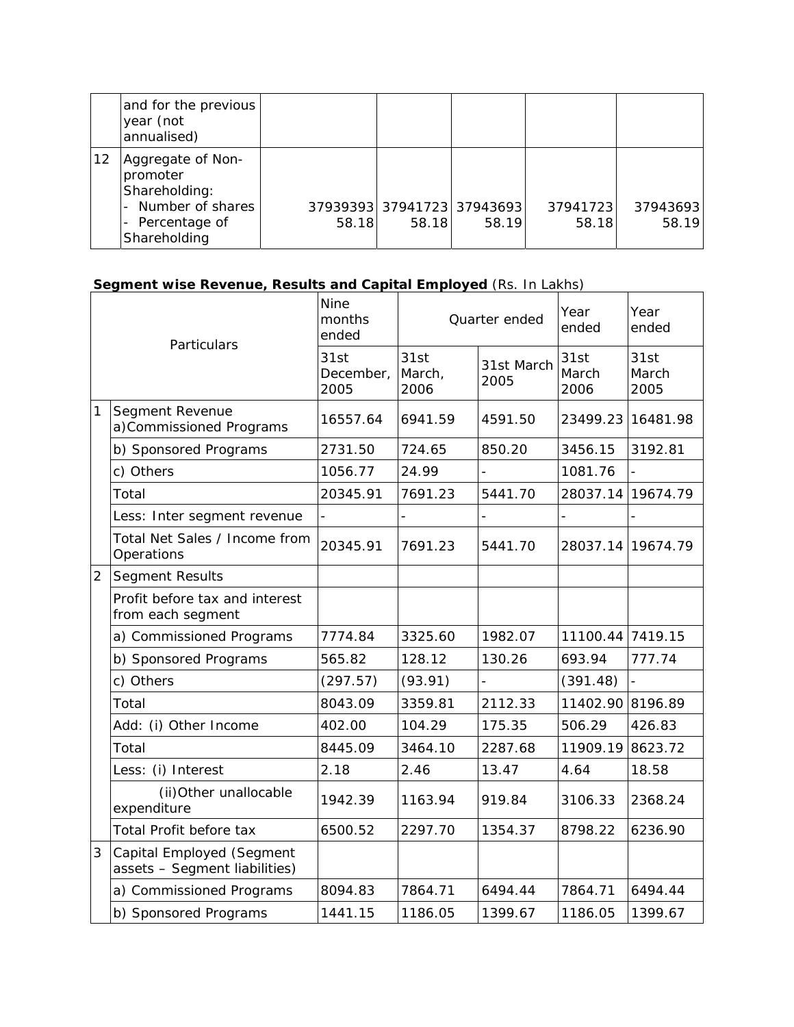|  | and for the previous year (not annualised) |  |  |  |  |  |
|---|---|---|---|---|---|---|
| 12 | Aggregate of Non-promoter Shareholding:<br>- Number of shares<br>- Percentage of Shareholding | 37939393<br>58.18 | 37941723<br>58.18 | 37943693<br>58.19 | 37941723<br>58.18 | 37943693<br>58.19 |

**Segment wise Revenue, Results and Capital Employed** (Rs. In Lakhs)

|  | Particulars | Nine months ended | Quarter ended |  | Year ended | Year ended |
|---|---|---|---|---|---|---|
|  |  | 31st December, 2005 | 31st March, 2006 | 31st March 2005 | 31st March 2006 | 31st March 2005 |
| 1 | Segment Revenue<br>a)Commissioned Programs | 16557.64 | 6941.59 | 4591.50 | 23499.23 | 16481.98 |
|  | b) Sponsored Programs | 2731.50 | 724.65 | 850.20 | 3456.15 | 3192.81 |
|  | c) Others | 1056.77 | 24.99 | - | 1081.76 | - |
|  | Total | 20345.91 | 7691.23 | 5441.70 | 28037.14 | 19674.79 |
|  | Less: Inter segment revenue | - | - | - | - | - |
|  | Total Net Sales / Income from Operations | 20345.91 | 7691.23 | 5441.70 | 28037.14 | 19674.79 |
| 2 | Segment Results |  |  |  |  |  |
|  | Profit before tax and interest from each segment |  |  |  |  |  |
|  | a) Commissioned Programs | 7774.84 | 3325.60 | 1982.07 | 11100.44 | 7419.15 |
|  | b) Sponsored Programs | 565.82 | 128.12 | 130.26 | 693.94 | 777.74 |
|  | c) Others | (297.57) | (93.91) | - | (391.48) | - |
|  | Total | 8043.09 | 3359.81 | 2112.33 | 11402.90 | 8196.89 |
|  | Add: (i) Other Income | 402.00 | 104.29 | 175.35 | 506.29 | 426.83 |
|  | Total | 8445.09 | 3464.10 | 2287.68 | 11909.19 | 8623.72 |
|  | Less: (i) Interest | 2.18 | 2.46 | 13.47 | 4.64 | 18.58 |
|  | (ii)Other unallocable expenditure | 1942.39 | 1163.94 | 919.84 | 3106.33 | 2368.24 |
|  | Total Profit before tax | 6500.52 | 2297.70 | 1354.37 | 8798.22 | 6236.90 |
| 3 | Capital Employed (Segment assets – Segment liabilities) |  |  |  |  |  |
|  | a) Commissioned Programs | 8094.83 | 7864.71 | 6494.44 | 7864.71 | 6494.44 |
|  | b) Sponsored Programs | 1441.15 | 1186.05 | 1399.67 | 1186.05 | 1399.67 |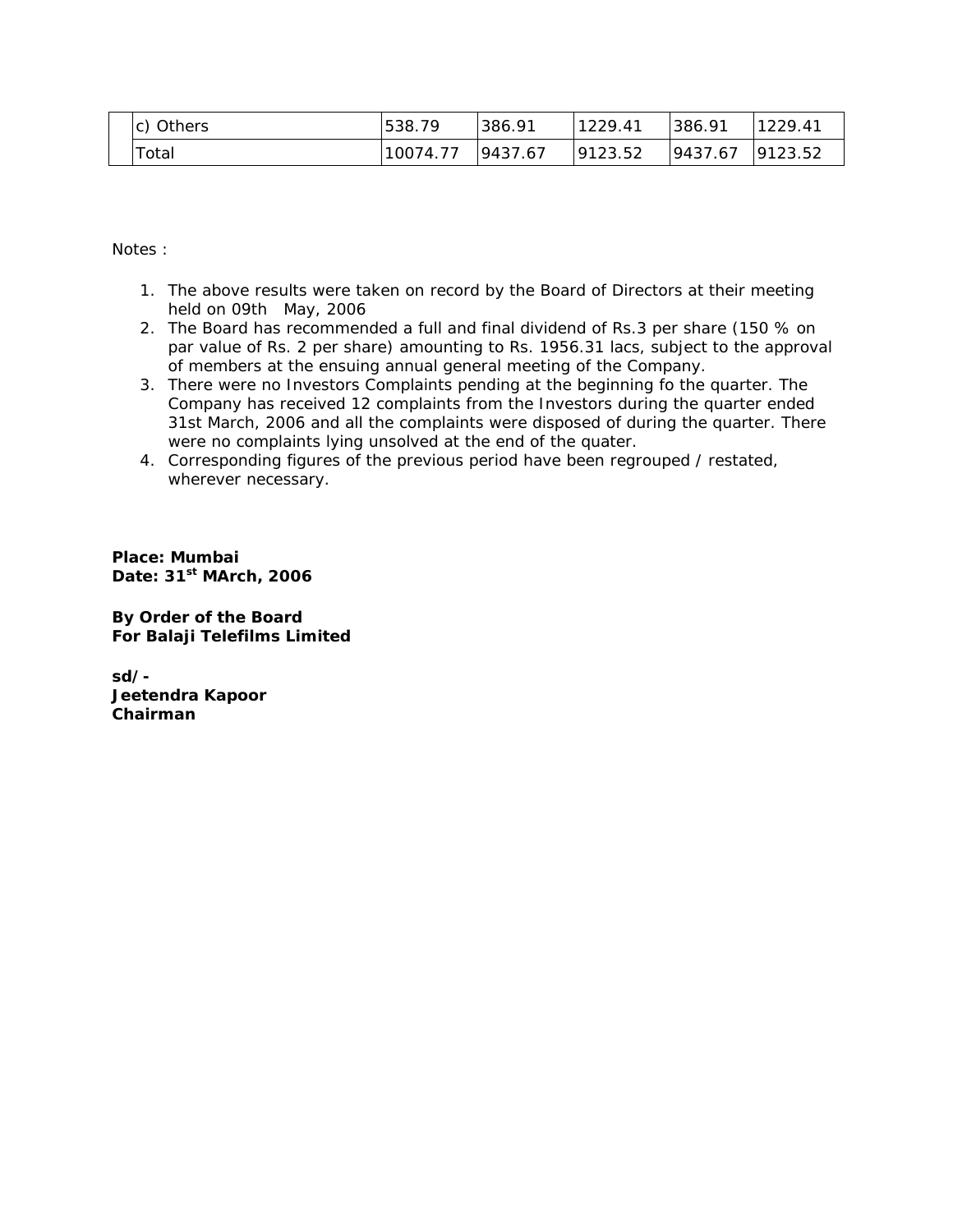| | | | | | | |
|---|---|---|---|---|---|---|
| | c) Others | 538.79 | 386.91 | 1229.41 | 386.91 | 1229.41 |
| | Total | 10074.77 | 9437.67 | 9123.52 | 9437.67 | 9123.52 |

Notes :

1. The above results were taken on record by the Board of Directors at their meeting held on 09th May, 2006
2. The Board has recommended a full and final dividend of Rs.3 per share (150 % on par value of Rs. 2 per share) amounting to Rs. 1956.31 lacs, subject to the approval of members at the ensuing annual general meeting of the Company.
3. There were no Investors Complaints pending at the beginning fo the quarter. The Company has received 12 complaints from the Investors during the quarter ended 31st March, 2006 and all the complaints were disposed of during the quarter. There were no complaints lying unsolved at the end of the quater.
4. Corresponding figures of the previous period have been regrouped / restated, wherever necessary.

**Place: Mumbai**
**Date: 31st MArch, 2006**

**By Order of the Board**
**For Balaji Telefilms Limited**

**sd/-**
**Jeetendra Kapoor**
**Chairman**